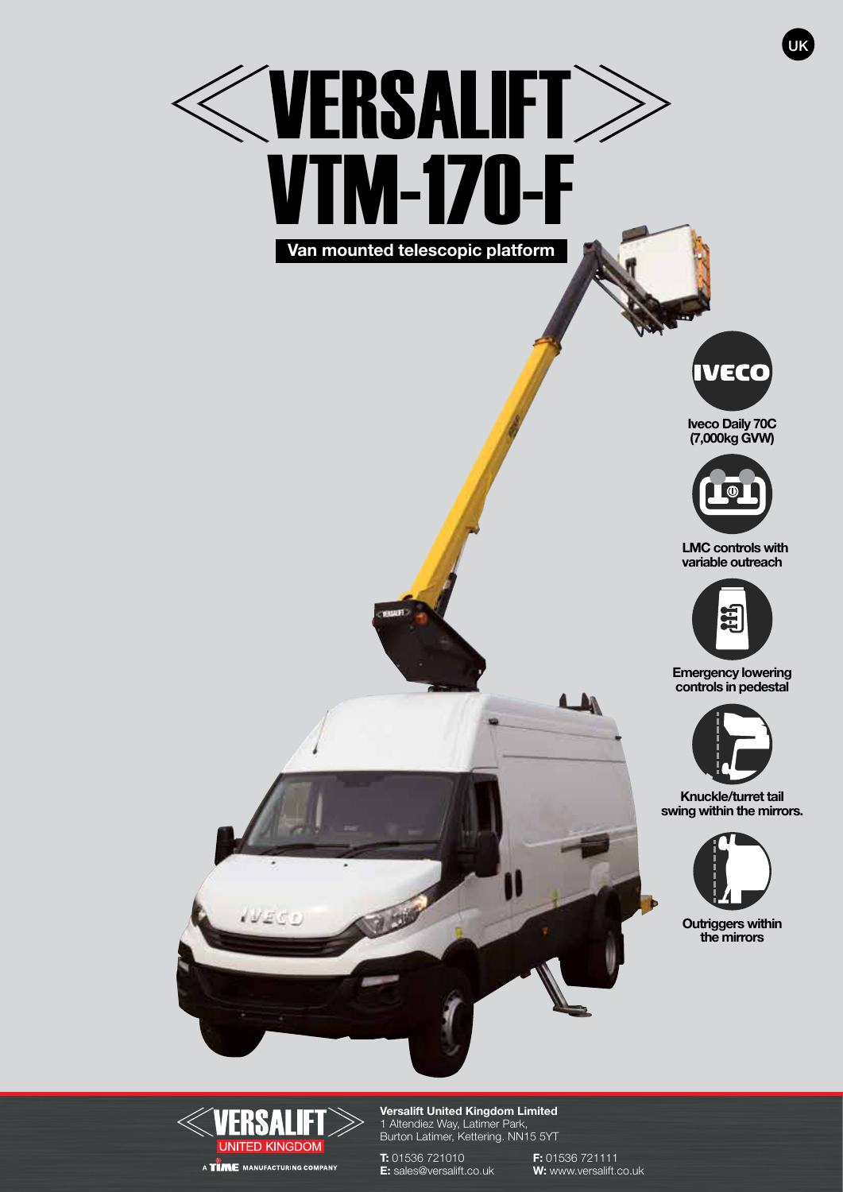# VERSALIFT VTM-170-F

**Van mounted telescopic platform**

**Iveco Daily 70C (7,000kg GVW)**

**LMC controls with variable outreach**

**Emergency lowering controls in pedestal**

**Knuckle/turret tail swing within the mirrors.**

**Outriggers within the mirrors**

VERSALIFT UNITED KINGDOM

A TIME MANUFACTURING COMPANY

**Versalift United Kingdom Limited**
1 Altendiez Way, Latimer Park,
Burton Latimer, Kettering. NN15 5YT

**T:** 01536 721010
**F:** 01536 721111
**E:** sales@versalift.co.uk
**W:** www.versalift.co.uk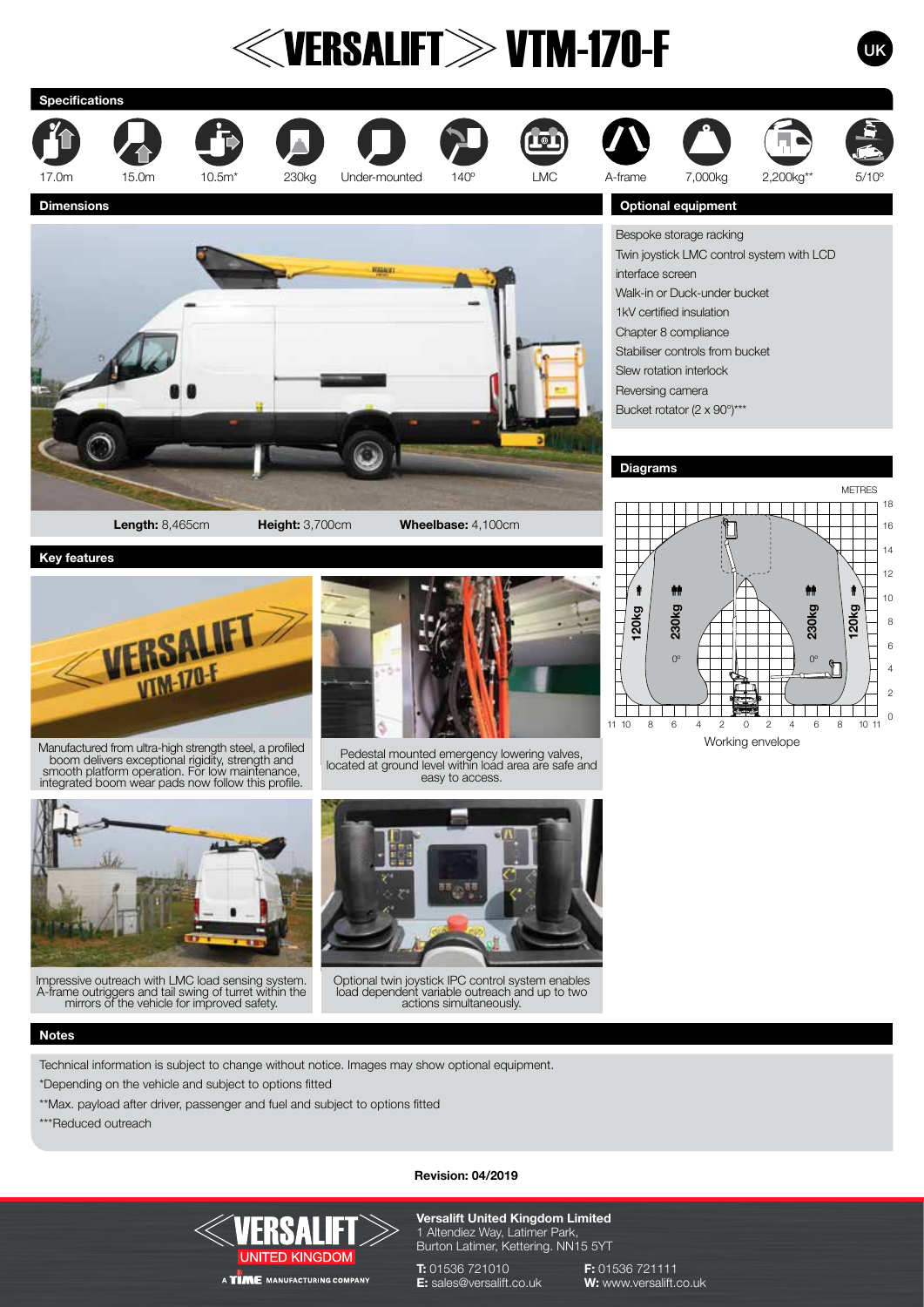# VERSALIFT VTM-170-F

UK

## Specifications

17.0m | 15.0m | 10.5m* | 230kg | Under-mounted | 140° | LMC | A-frame | 7,000kg | 2,200kg** | 5/10°

## Dimensions

**Length:** 8,465cm **Height:** 3,700cm **Wheelbase:** 4,100cm

## Optional equipment

- Bespoke storage racking
- Twin joystick LMC control system with LCD interface screen
- Walk-in or Duck-under bucket
- 1kV certified insulation
- Chapter 8 compliance
- Stabiliser controls from bucket
- Slew rotation interlock
- Reversing camera
- Bucket rotator (2 x 90°)***

## Diagrams

METRES

18
16
14
12
10
8
6
4
2
0

11 10 8 6 4 2 0 2 4 6 8 10 11

120kg
230kg
0°
230kg
120kg
0°

Working envelope

## Key features

Manufactured from ultra-high strength steel, a profiled boom delivers exceptional rigidity, strength and smooth platform operation. For low maintenance, integrated boom wear pads now follow this profile.

Pedestal mounted emergency lowering valves, located at ground level within load area are safe and easy to access.

Impressive outreach with LMC load sensing system. A-frame outriggers and tail swing of turret within the mirrors of the vehicle for improved safety.

Optional twin joystick IPC control system enables load dependent variable outreach and up to two actions simultaneously.

## Notes

Technical information is subject to change without notice. Images may show optional equipment.

*Depending on the vehicle and subject to options fitted

**Max. payload after driver, passenger and fuel and subject to options fitted

***Reduced outreach

**Revision: 04/2019**

VERSALIFT UNITED KINGDOM
A TIME MANUFACTURING COMPANY

**Versalift United Kingdom Limited**
1 Altendiez Way, Latimer Park,
Burton Latimer, Kettering. NN15 5YT

**T:** 01536 721010
**F:** 01536 721111
**E:** sales@versalift.co.uk
**W:** www.versalift.co.uk